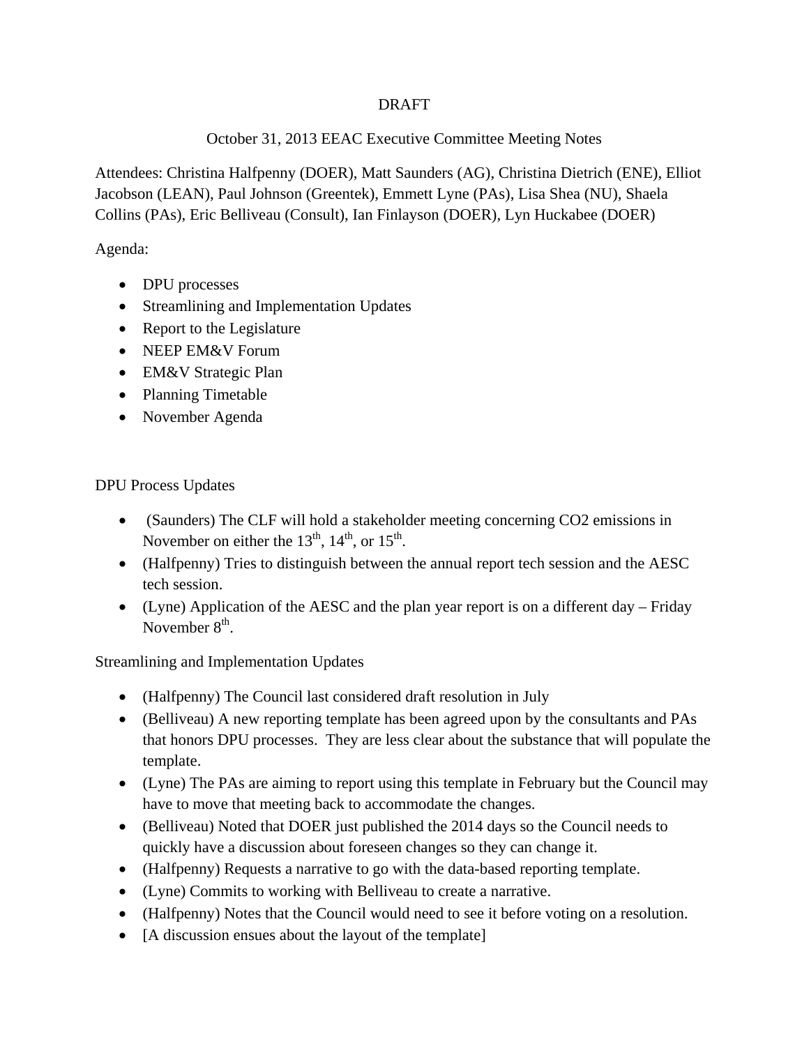DRAFT

# October 31, 2013 EEAC Executive Committee Meeting Notes

Attendees: Christina Halfpenny (DOER), Matt Saunders (AG), Christina Dietrich (ENE), Elliot Jacobson (LEAN), Paul Johnson (Greentek), Emmett Lyne (PAs), Lisa Shea (NU), Shaela Collins (PAs), Eric Belliveau (Consult), Ian Finlayson (DOER), Lyn Huckabee (DOER)

Agenda:

- DPU processes
- Streamlining and Implementation Updates
- Report to the Legislature
- NEEP EM&V Forum
- EM&V Strategic Plan
- Planning Timetable
- November Agenda

## DPU Process Updates

- (Saunders) The CLF will hold a stakeholder meeting concerning $CO_2$ emissions in November on either the 13th, 14th, or 15th.
- (Halfpenny) Tries to distinguish between the annual report tech session and the AESC tech session.
- (Lyne) Application of the AESC and the plan year report is on a different day – Friday November 8th.

## Streamlining and Implementation Updates

- (Halfpenny) The Council last considered draft resolution in July
- (Belliveau) A new reporting template has been agreed upon by the consultants and PAs that honors DPU processes. They are less clear about the substance that will populate the template.
- (Lyne) The PAs are aiming to report using this template in February but the Council may have to move that meeting back to accommodate the changes.
- (Belliveau) Noted that DOER just published the 2014 days so the Council needs to quickly have a discussion about foreseen changes so they can change it.
- (Halfpenny) Requests a narrative to go with the data-based reporting template.
- (Lyne) Commits to working with Belliveau to create a narrative.
- (Halfpenny) Notes that the Council would need to see it before voting on a resolution.
- [A discussion ensues about the layout of the template]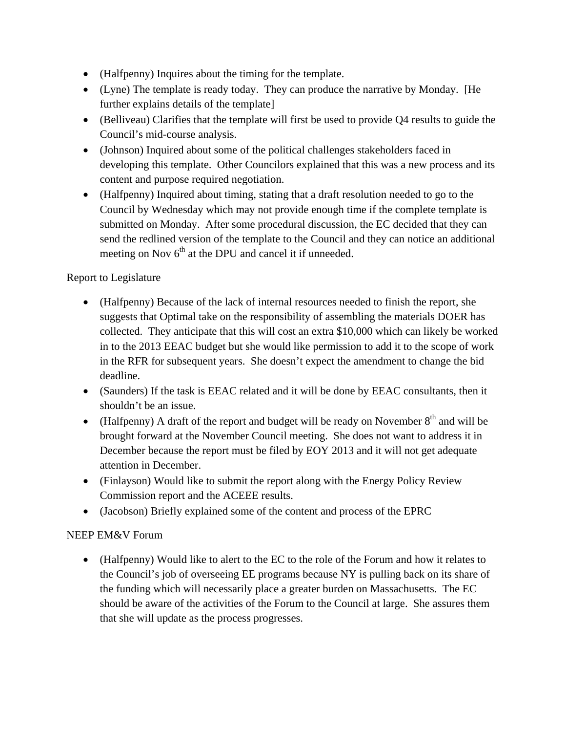- (Halfpenny) Inquires about the timing for the template.
- (Lyne) The template is ready today. They can produce the narrative by Monday. [He further explains details of the template]
- (Belliveau) Clarifies that the template will first be used to provide Q4 results to guide the Council's mid-course analysis.
- (Johnson) Inquired about some of the political challenges stakeholders faced in developing this template. Other Councilors explained that this was a new process and its content and purpose required negotiation.
- (Halfpenny) Inquired about timing, stating that a draft resolution needed to go to the Council by Wednesday which may not provide enough time if the complete template is submitted on Monday. After some procedural discussion, the EC decided that they can send the redlined version of the template to the Council and they can notice an additional meeting on Nov 6th at the DPU and cancel it if unneeded.

Report to Legislature

- (Halfpenny) Because of the lack of internal resources needed to finish the report, she suggests that Optimal take on the responsibility of assembling the materials DOER has collected. They anticipate that this will cost an extra $10,000 which can likely be worked in to the 2013 EEAC budget but she would like permission to add it to the scope of work in the RFR for subsequent years. She doesn't expect the amendment to change the bid deadline.
- (Saunders) If the task is EEAC related and it will be done by EEAC consultants, then it shouldn't be an issue.
- (Halfpenny) A draft of the report and budget will be ready on November 8th and will be brought forward at the November Council meeting. She does not want to address it in December because the report must be filed by EOY 2013 and it will not get adequate attention in December.
- (Finlayson) Would like to submit the report along with the Energy Policy Review Commission report and the ACEEE results.
- (Jacobson) Briefly explained some of the content and process of the EPRC

NEEP EM&V Forum

- (Halfpenny) Would like to alert to the EC to the role of the Forum and how it relates to the Council's job of overseeing EE programs because NY is pulling back on its share of the funding which will necessarily place a greater burden on Massachusetts. The EC should be aware of the activities of the Forum to the Council at large. She assures them that she will update as the process progresses.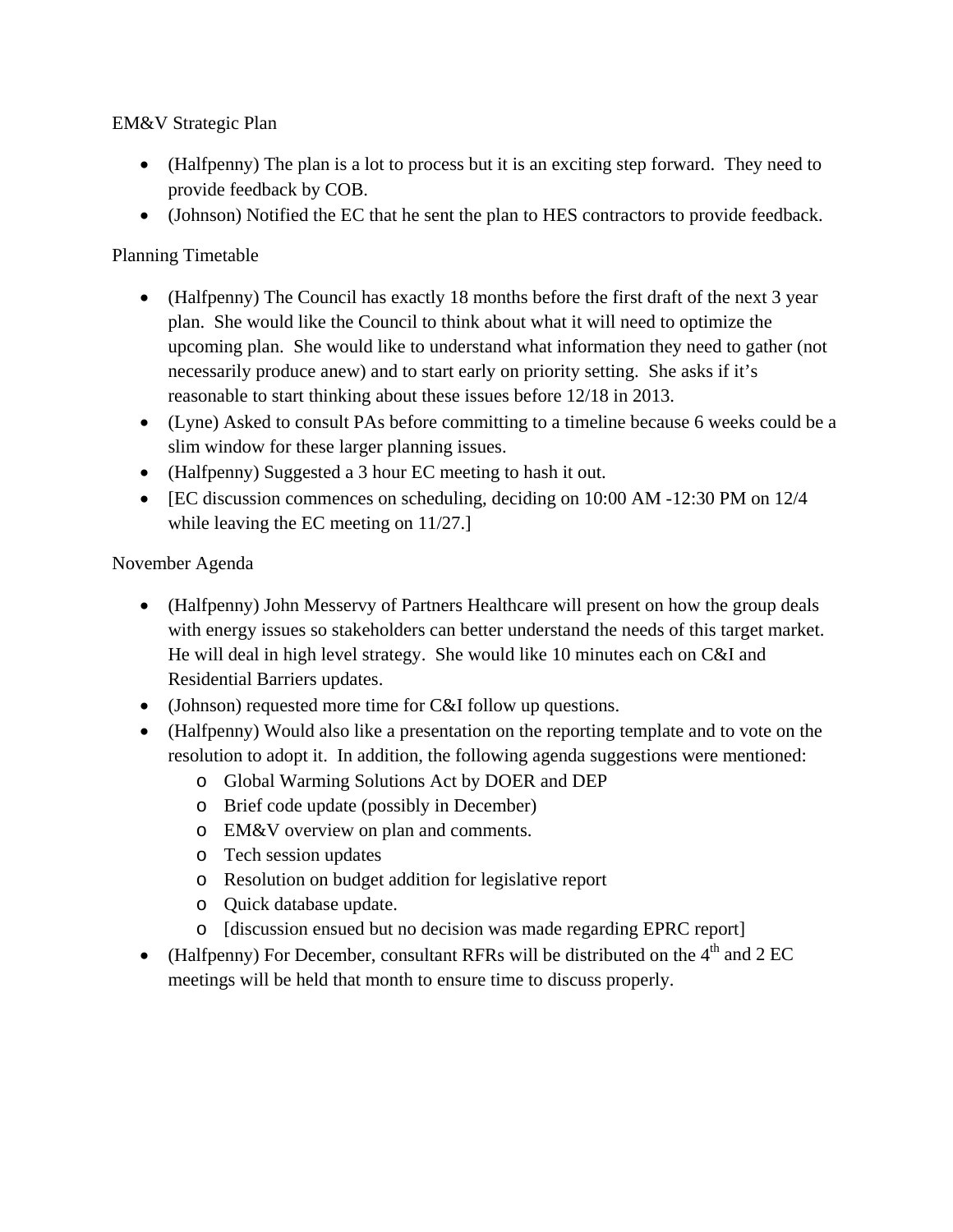EM&V Strategic Plan

- (Halfpenny) The plan is a lot to process but it is an exciting step forward. They need to provide feedback by COB.
- (Johnson) Notified the EC that he sent the plan to HES contractors to provide feedback.

Planning Timetable

- (Halfpenny) The Council has exactly 18 months before the first draft of the next 3 year plan. She would like the Council to think about what it will need to optimize the upcoming plan. She would like to understand what information they need to gather (not necessarily produce anew) and to start early on priority setting. She asks if it's reasonable to start thinking about these issues before 12/18 in 2013.
- (Lyne) Asked to consult PAs before committing to a timeline because 6 weeks could be a slim window for these larger planning issues.
- (Halfpenny) Suggested a 3 hour EC meeting to hash it out.
- [EC discussion commences on scheduling, deciding on 10:00 AM -12:30 PM on 12/4 while leaving the EC meeting on 11/27.]

November Agenda

- (Halfpenny) John Messervy of Partners Healthcare will present on how the group deals with energy issues so stakeholders can better understand the needs of this target market. He will deal in high level strategy. She would like 10 minutes each on C&I and Residential Barriers updates.
- (Johnson) requested more time for C&I follow up questions.
- (Halfpenny) Would also like a presentation on the reporting template and to vote on the resolution to adopt it. In addition, the following agenda suggestions were mentioned:
  - Global Warming Solutions Act by DOER and DEP
  - Brief code update (possibly in December)
  - EM&V overview on plan and comments.
  - Tech session updates
  - Resolution on budget addition for legislative report
  - Quick database update.
  - [discussion ensued but no decision was made regarding EPRC report]
- (Halfpenny) For December, consultant RFRs will be distributed on the 4th and 2 EC meetings will be held that month to ensure time to discuss properly.